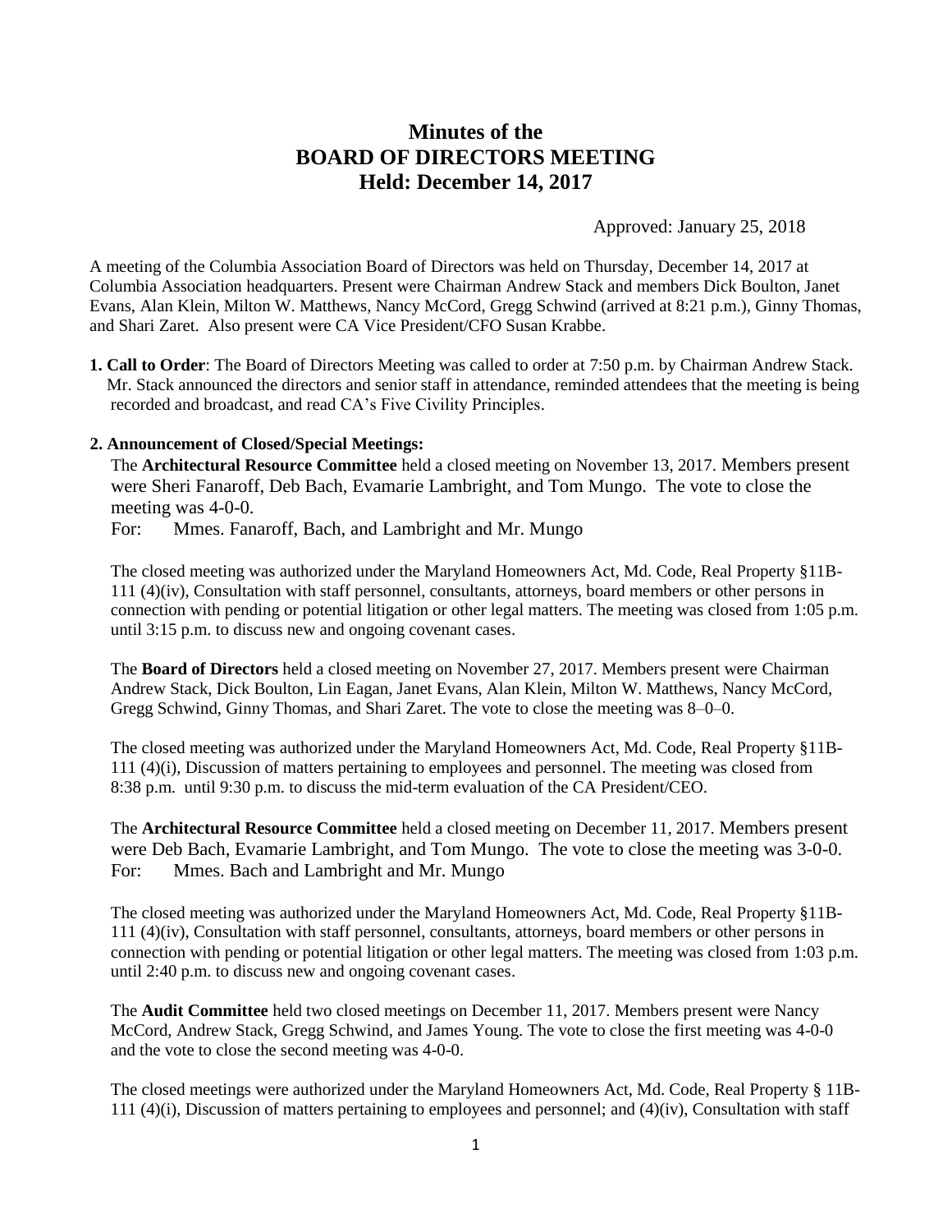# Minutes of the BOARD OF DIRECTORS MEETING Held: December 14, 2017

Approved: January 25, 2018

A meeting of the Columbia Association Board of Directors was held on Thursday, December 14, 2017 at Columbia Association headquarters. Present were Chairman Andrew Stack and members Dick Boulton, Janet Evans, Alan Klein, Milton W. Matthews, Nancy McCord, Gregg Schwind (arrived at 8:21 p.m.), Ginny Thomas, and Shari Zaret. Also present were CA Vice President/CFO Susan Krabbe.

**1. Call to Order**: The Board of Directors Meeting was called to order at 7:50 p.m. by Chairman Andrew Stack. Mr. Stack announced the directors and senior staff in attendance, reminded attendees that the meeting is being recorded and broadcast, and read CA's Five Civility Principles.

**2. Announcement of Closed/Special Meetings:**

The **Architectural Resource Committee** held a closed meeting on November 13, 2017. Members present were Sheri Fanaroff, Deb Bach, Evamarie Lambright, and Tom Mungo. The vote to close the meeting was 4-0-0.
For: Mmes. Fanaroff, Bach, and Lambright and Mr. Mungo

The closed meeting was authorized under the Maryland Homeowners Act, Md. Code, Real Property §11B-111 (4)(iv), Consultation with staff personnel, consultants, attorneys, board members or other persons in connection with pending or potential litigation or other legal matters. The meeting was closed from 1:05 p.m. until 3:15 p.m. to discuss new and ongoing covenant cases.

The **Board of Directors** held a closed meeting on November 27, 2017. Members present were Chairman Andrew Stack, Dick Boulton, Lin Eagan, Janet Evans, Alan Klein, Milton W. Matthews, Nancy McCord, Gregg Schwind, Ginny Thomas, and Shari Zaret. The vote to close the meeting was 8–0–0.

The closed meeting was authorized under the Maryland Homeowners Act, Md. Code, Real Property §11B-111 (4)(i), Discussion of matters pertaining to employees and personnel. The meeting was closed from 8:38 p.m. until 9:30 p.m. to discuss the mid-term evaluation of the CA President/CEO.

The **Architectural Resource Committee** held a closed meeting on December 11, 2017. Members present were Deb Bach, Evamarie Lambright, and Tom Mungo. The vote to close the meeting was 3-0-0.
For: Mmes. Bach and Lambright and Mr. Mungo

The closed meeting was authorized under the Maryland Homeowners Act, Md. Code, Real Property §11B-111 (4)(iv), Consultation with staff personnel, consultants, attorneys, board members or other persons in connection with pending or potential litigation or other legal matters. The meeting was closed from 1:03 p.m. until 2:40 p.m. to discuss new and ongoing covenant cases.

The **Audit Committee** held two closed meetings on December 11, 2017. Members present were Nancy McCord, Andrew Stack, Gregg Schwind, and James Young. The vote to close the first meeting was 4-0-0 and the vote to close the second meeting was 4-0-0.

The closed meetings were authorized under the Maryland Homeowners Act, Md. Code, Real Property § 11B-111 (4)(i), Discussion of matters pertaining to employees and personnel; and (4)(iv), Consultation with staff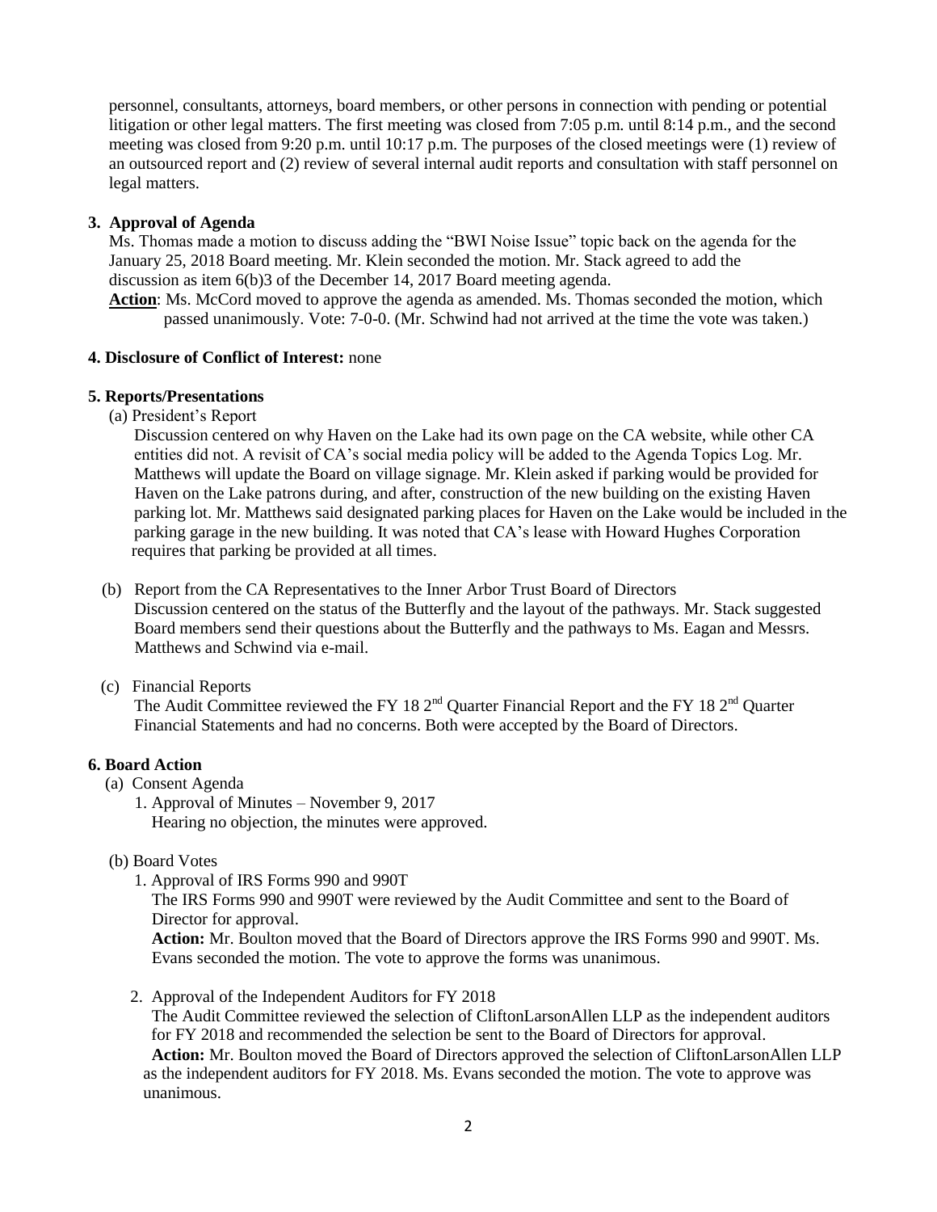personnel, consultants, attorneys, board members, or other persons in connection with pending or potential litigation or other legal matters. The first meeting was closed from 7:05 p.m. until 8:14 p.m., and the second meeting was closed from 9:20 p.m. until 10:17 p.m. The purposes of the closed meetings were (1) review of an outsourced report and (2) review of several internal audit reports and consultation with staff personnel on legal matters.

**3. Approval of Agenda**

Ms. Thomas made a motion to discuss adding the "BWI Noise Issue" topic back on the agenda for the January 25, 2018 Board meeting. Mr. Klein seconded the motion. Mr. Stack agreed to add the discussion as item 6(b)3 of the December 14, 2017 Board meeting agenda.

**Action**: Ms. McCord moved to approve the agenda as amended. Ms. Thomas seconded the motion, which passed unanimously. Vote: 7-0-0. (Mr. Schwind had not arrived at the time the vote was taken.)

**4. Disclosure of Conflict of Interest:** none

**5. Reports/Presentations**

(a) President's Report

Discussion centered on why Haven on the Lake had its own page on the CA website, while other CA entities did not. A revisit of CA's social media policy will be added to the Agenda Topics Log. Mr. Matthews will update the Board on village signage. Mr. Klein asked if parking would be provided for Haven on the Lake patrons during, and after, construction of the new building on the existing Haven parking lot. Mr. Matthews said designated parking places for Haven on the Lake would be included in the parking garage in the new building. It was noted that CA's lease with Howard Hughes Corporation requires that parking be provided at all times.

(b) Report from the CA Representatives to the Inner Arbor Trust Board of Directors

Discussion centered on the status of the Butterfly and the layout of the pathways. Mr. Stack suggested Board members send their questions about the Butterfly and the pathways to Ms. Eagan and Messrs. Matthews and Schwind via e-mail.

(c) Financial Reports

The Audit Committee reviewed the FY 18 2nd Quarter Financial Report and the FY 18 2nd Quarter Financial Statements and had no concerns. Both were accepted by the Board of Directors.

**6. Board Action**

(a) Consent Agenda

1. Approval of Minutes – November 9, 2017
   Hearing no objection, the minutes were approved.

(b) Board Votes

1. Approval of IRS Forms 990 and 990T
   The IRS Forms 990 and 990T were reviewed by the Audit Committee and sent to the Board of Director for approval.
   **Action:** Mr. Boulton moved that the Board of Directors approve the IRS Forms 990 and 990T. Ms. Evans seconded the motion. The vote to approve the forms was unanimous.

2. Approval of the Independent Auditors for FY 2018
   The Audit Committee reviewed the selection of CliftonLarsonAllen LLP as the independent auditors for FY 2018 and recommended the selection be sent to the Board of Directors for approval.
   **Action:** Mr. Boulton moved the Board of Directors approved the selection of CliftonLarsonAllen LLP as the independent auditors for FY 2018. Ms. Evans seconded the motion. The vote to approve was unanimous.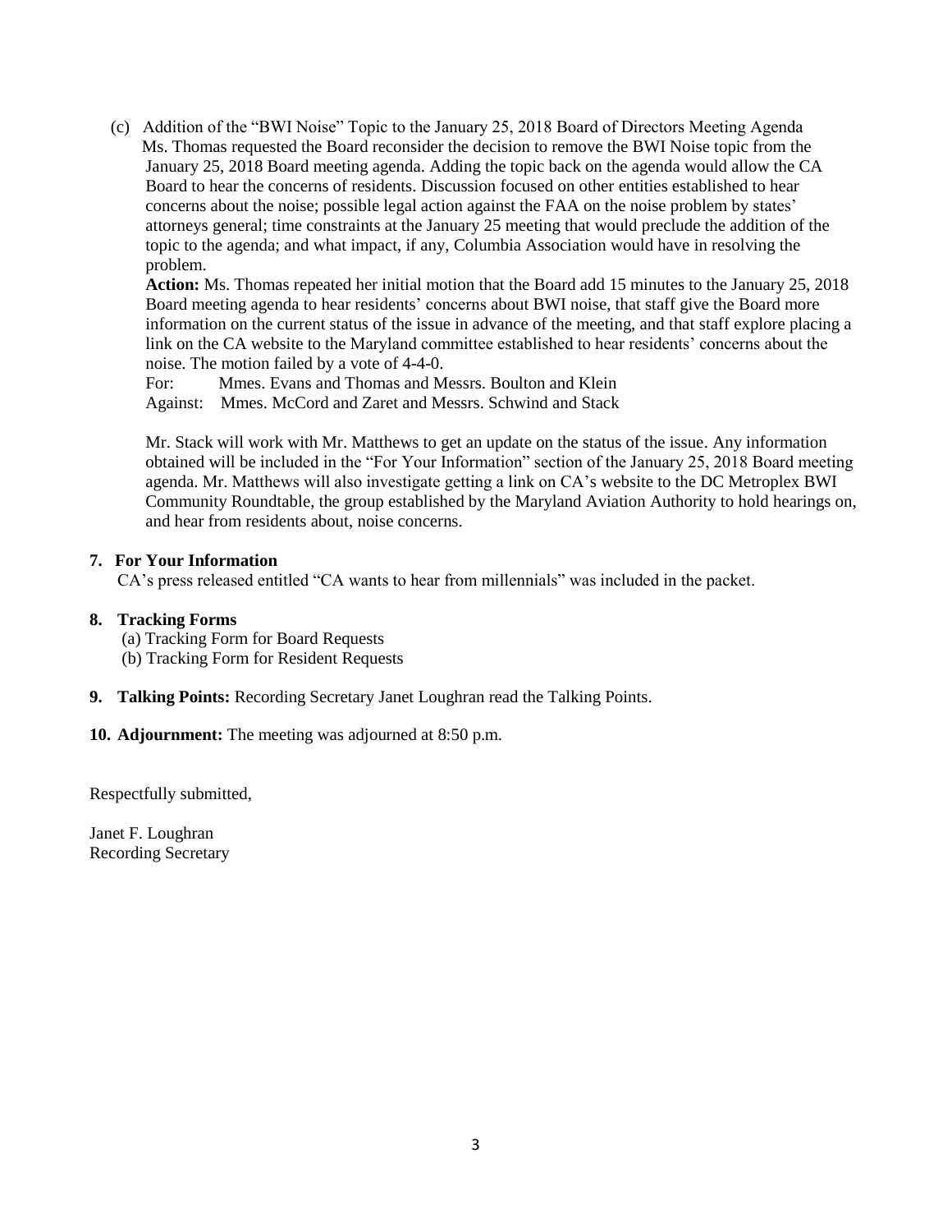(c) Addition of the "BWI Noise" Topic to the January 25, 2018 Board of Directors Meeting Agenda

Ms. Thomas requested the Board reconsider the decision to remove the BWI Noise topic from the January 25, 2018 Board meeting agenda. Adding the topic back on the agenda would allow the CA Board to hear the concerns of residents. Discussion focused on other entities established to hear concerns about the noise; possible legal action against the FAA on the noise problem by states' attorneys general; time constraints at the January 25 meeting that would preclude the addition of the topic to the agenda; and what impact, if any, Columbia Association would have in resolving the problem.

**Action:** Ms. Thomas repeated her initial motion that the Board add 15 minutes to the January 25, 2018 Board meeting agenda to hear residents' concerns about BWI noise, that staff give the Board more information on the current status of the issue in advance of the meeting, and that staff explore placing a link on the CA website to the Maryland committee established to hear residents' concerns about the noise. The motion failed by a vote of 4-4-0.

For: Mmes. Evans and Thomas and Messrs. Boulton and Klein
Against: Mmes. McCord and Zaret and Messrs. Schwind and Stack

Mr. Stack will work with Mr. Matthews to get an update on the status of the issue. Any information obtained will be included in the "For Your Information" section of the January 25, 2018 Board meeting agenda. Mr. Matthews will also investigate getting a link on CA's website to the DC Metroplex BWI Community Roundtable, the group established by the Maryland Aviation Authority to hold hearings on, and hear from residents about, noise concerns.

**7. For Your Information**

CA's press released entitled "CA wants to hear from millennials" was included in the packet.

**8. Tracking Forms**

(a) Tracking Form for Board Requests
(b) Tracking Form for Resident Requests

**9. Talking Points:** Recording Secretary Janet Loughran read the Talking Points.

**10. Adjournment:** The meeting was adjourned at 8:50 p.m.

Respectfully submitted,

Janet F. Loughran
Recording Secretary